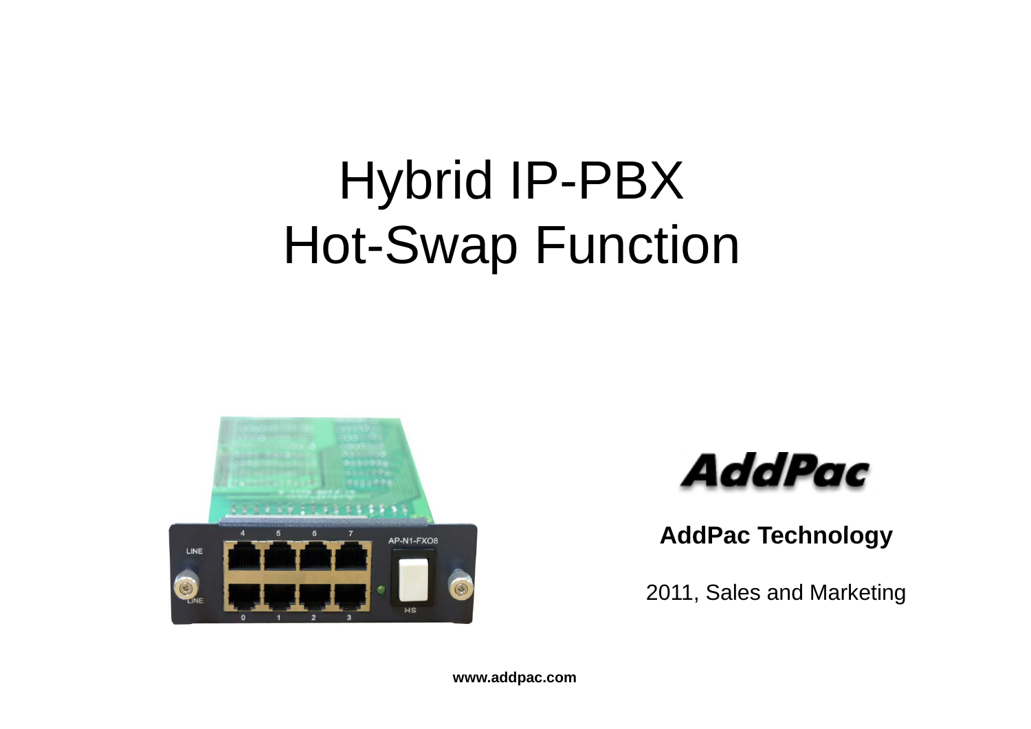# Hybrid IP-PBX Hot-Swap Function

**AddPac Technology**

2011, Sales and Marketing

**www.addpac.com**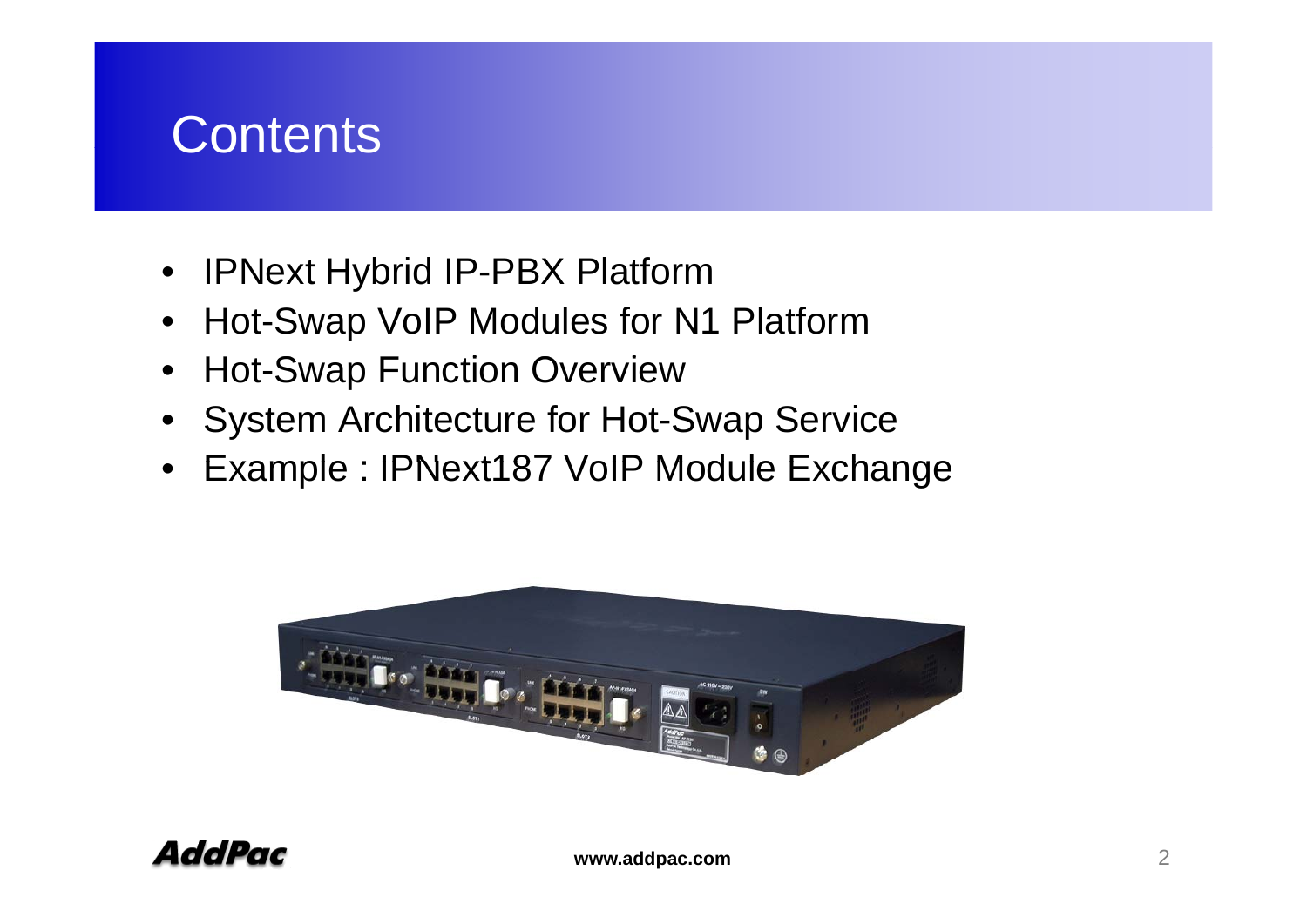# Contents

- IPNext Hybrid IP-PBX Platform
- Hot-Swap VoIP Modules for N1 Platform
- Hot-Swap Function Overview
- System Architecture for Hot-Swap Service
- Example : IPNext187 VoIP Module Exchange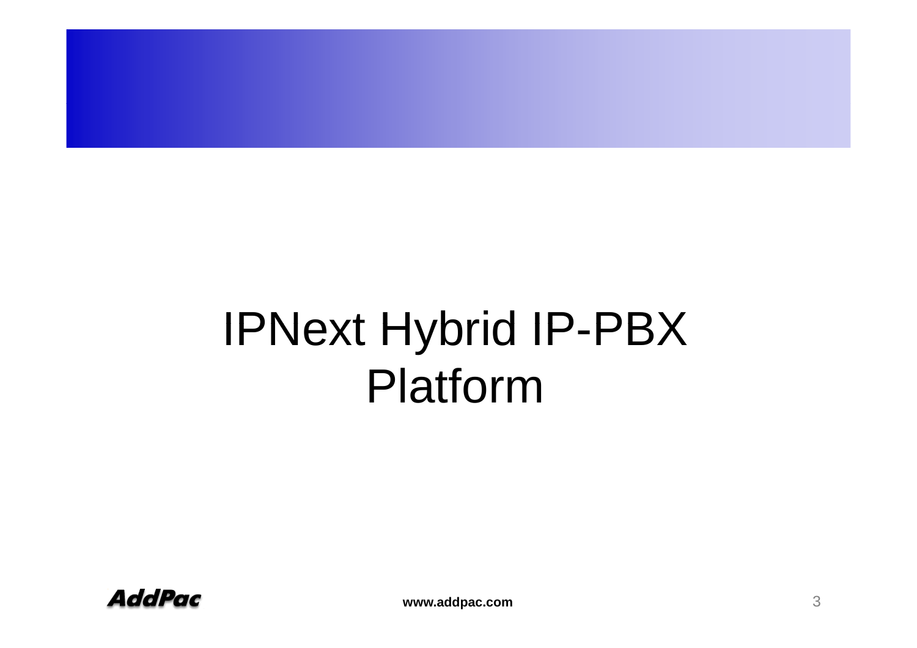# IPNext Hybrid IP-PBX Platform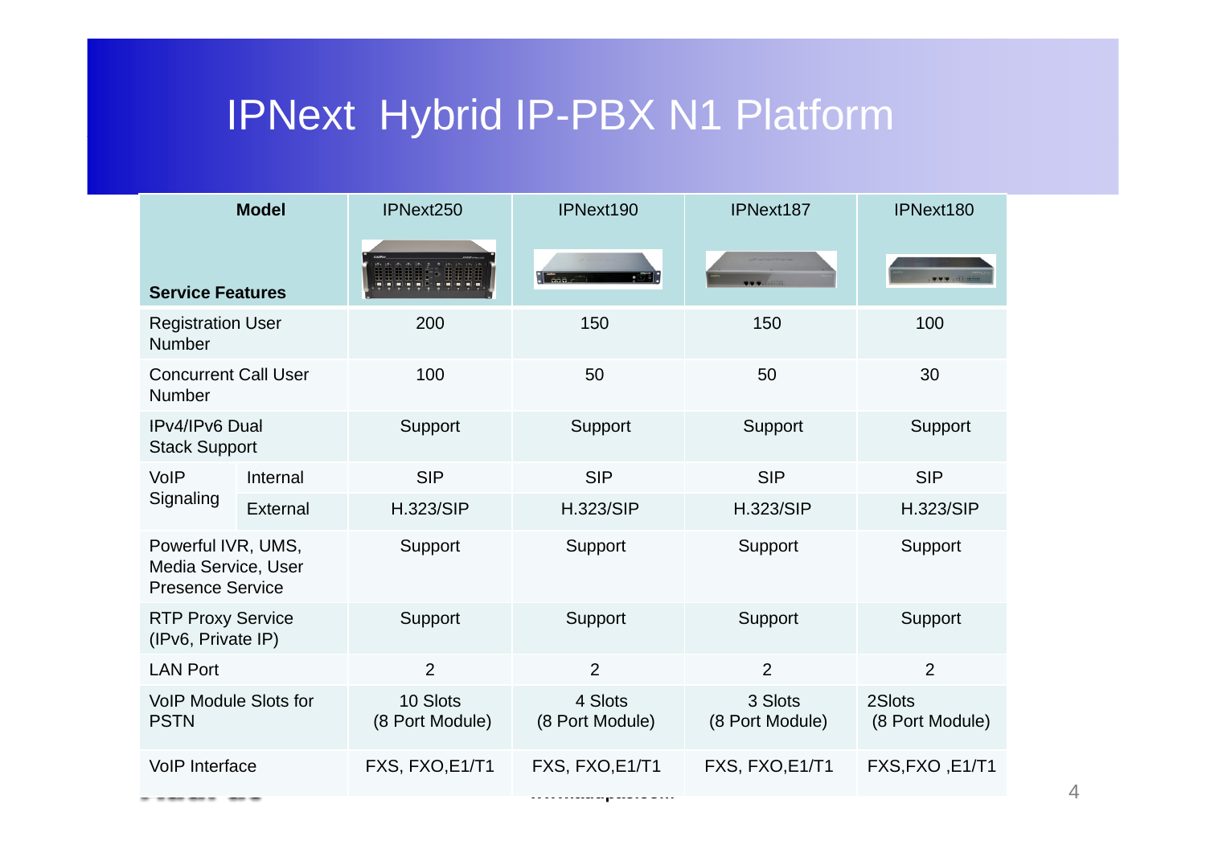# IPNext Hybrid IP-PBX N1 Platform

| Model / Service Features | | IPNext250 | IPNext190 | IPNext187 | IPNext180 |
|---|---|---|---|---|---|
| Registration User Number | | 200 | 150 | 150 | 100 |
| Concurrent Call User Number | | 100 | 50 | 50 | 30 |
| IPv4/IPv6 Dual Stack Support | | Support | Support | Support | Support |
| VoIP Signaling | Internal | SIP | SIP | SIP | SIP |
| | External | H.323/SIP | H.323/SIP | H.323/SIP | H.323/SIP |
| Powerful IVR, UMS, Media Service, User Presence Service | | Support | Support | Support | Support |
| RTP Proxy Service (IPv6, Private IP) | | Support | Support | Support | Support |
| LAN Port | | 2 | 2 | 2 | 2 |
| VoIP Module Slots for PSTN | | 10 Slots (8 Port Module) | 4 Slots (8 Port Module) | 3 Slots (8 Port Module) | 2Slots (8 Port Module) |
| VoIP Interface | | FXS, FXO,E1/T1 | FXS, FXO,E1/T1 | FXS, FXO,E1/T1 | FXS,FXO ,E1/T1 |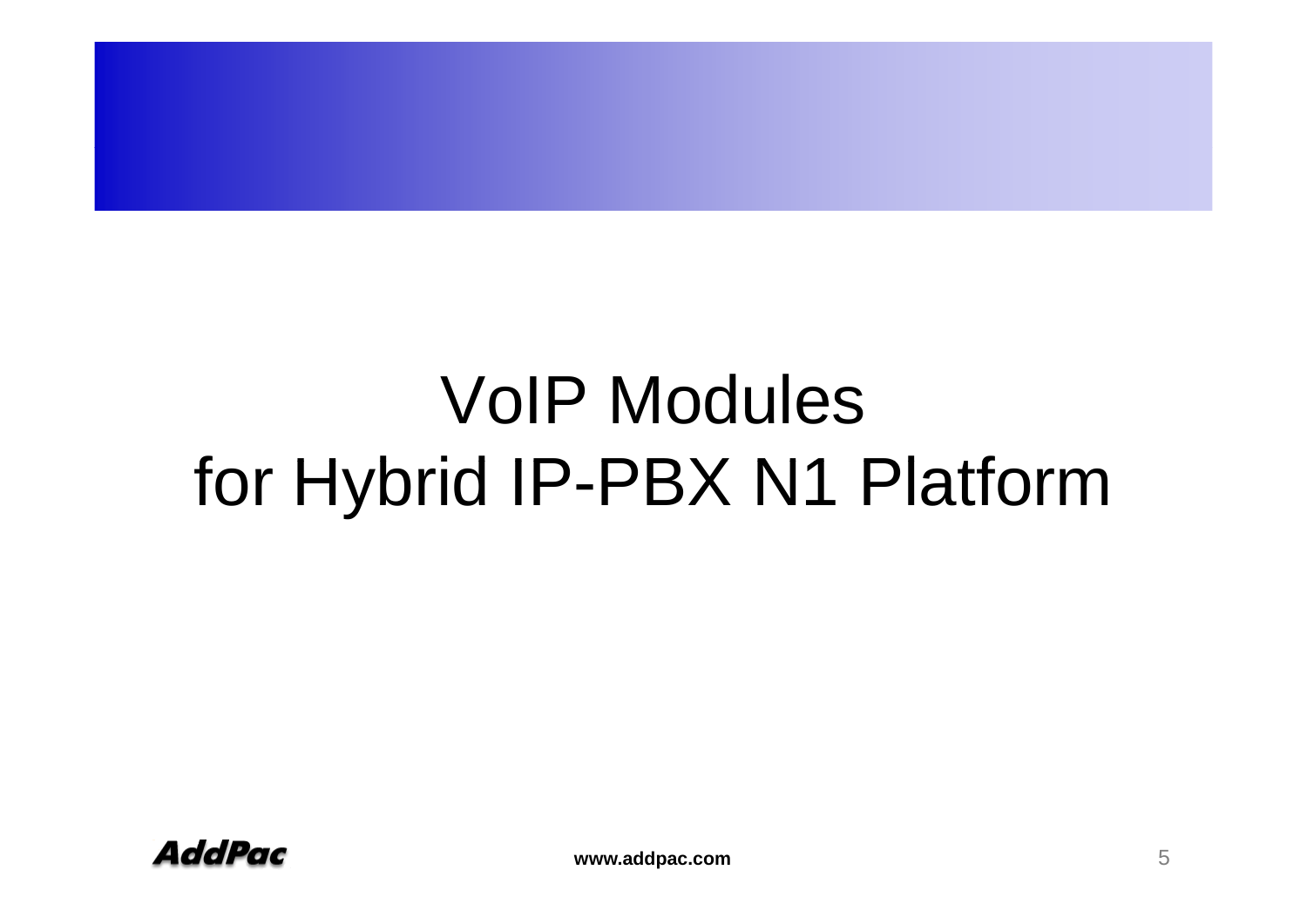# VoIP Modules for Hybrid IP-PBX N1 Platform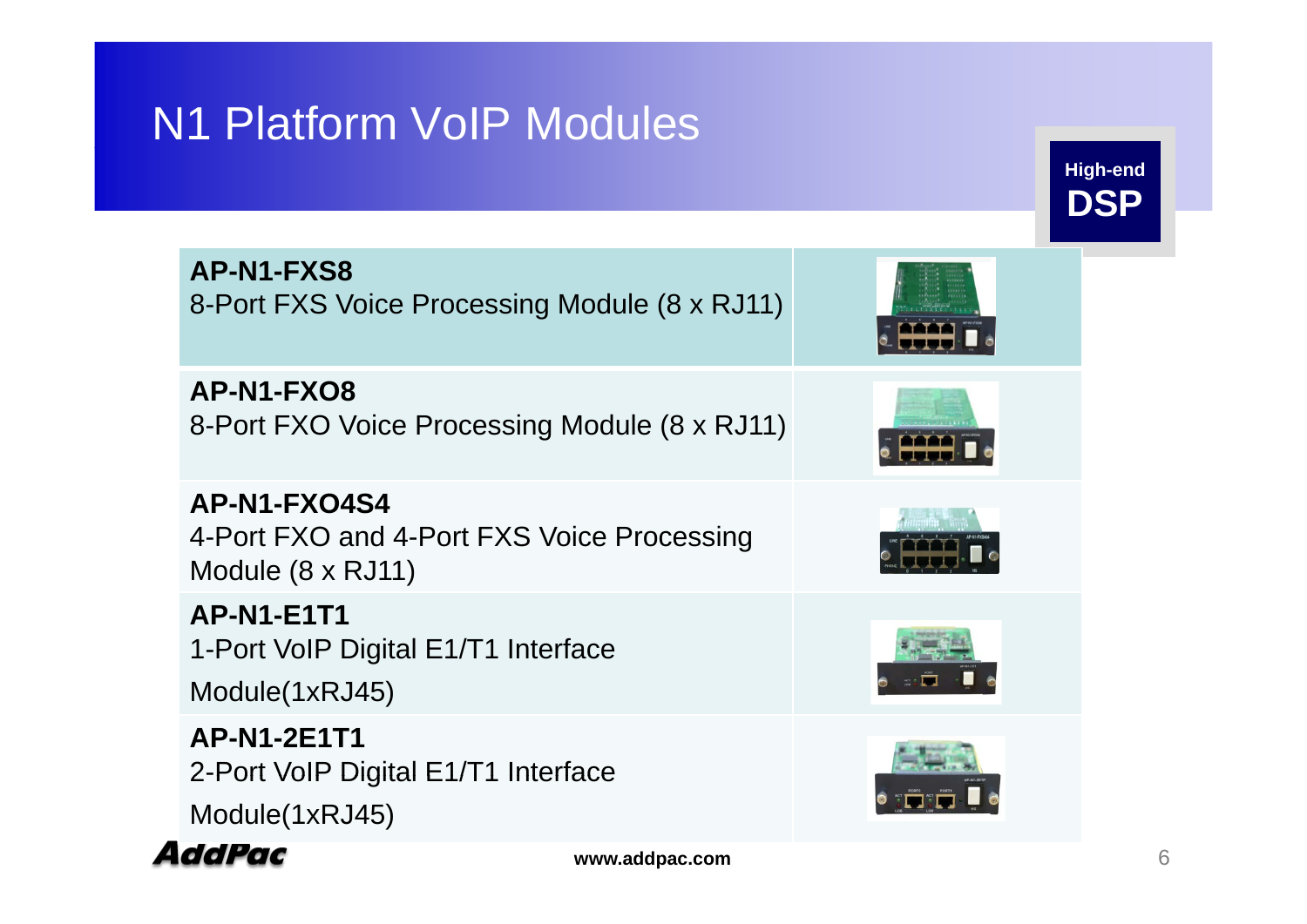# N1 Platform VoIP Modules

**High-end DSP**

| Module | Description |
|---|---|
| **AP-N1-FXS8** | 8-Port FXS Voice Processing Module (8 x RJ11) |
| **AP-N1-FXO8** | 8-Port FXO Voice Processing Module (8 x RJ11) |
| **AP-N1-FXO4S4** | 4-Port FXO and 4-Port FXS Voice Processing Module (8 x RJ11) |
| **AP-N1-E1T1** | 1-Port VoIP Digital E1/T1 Interface Module(1xRJ45) |
| **AP-N1-2E1T1** | 2-Port VoIP Digital E1/T1 Interface Module(1xRJ45) |

AddPac

www.addpac.com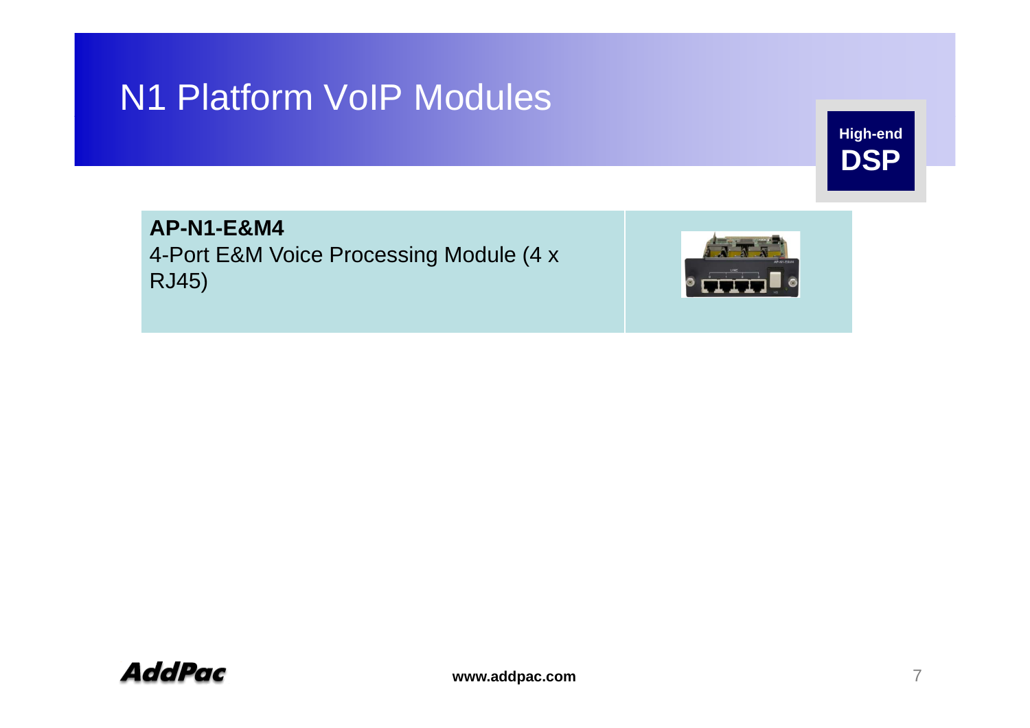# N1 Platform VoIP Modules

**High-end DSP**

| | |
|---|---|
| **AP-N1-E&M4**<br>4-Port E&M Voice Processing Module (4 x RJ45) | |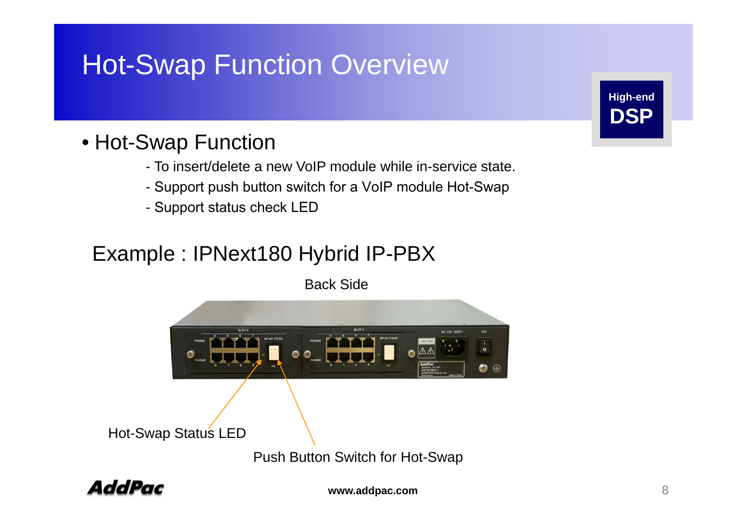# Hot-Swap Function Overview

High-end **DSP**

- Hot-Swap Function
  - To insert/delete a new VoIP module while in-service state.
  - Support push button switch for a VoIP module Hot-Swap
  - Support status check LED

## Example : IPNext180 Hybrid IP-PBX

Back Side

Hot-Swap Status LED

Push Button Switch for Hot-Swap

www.addpac.com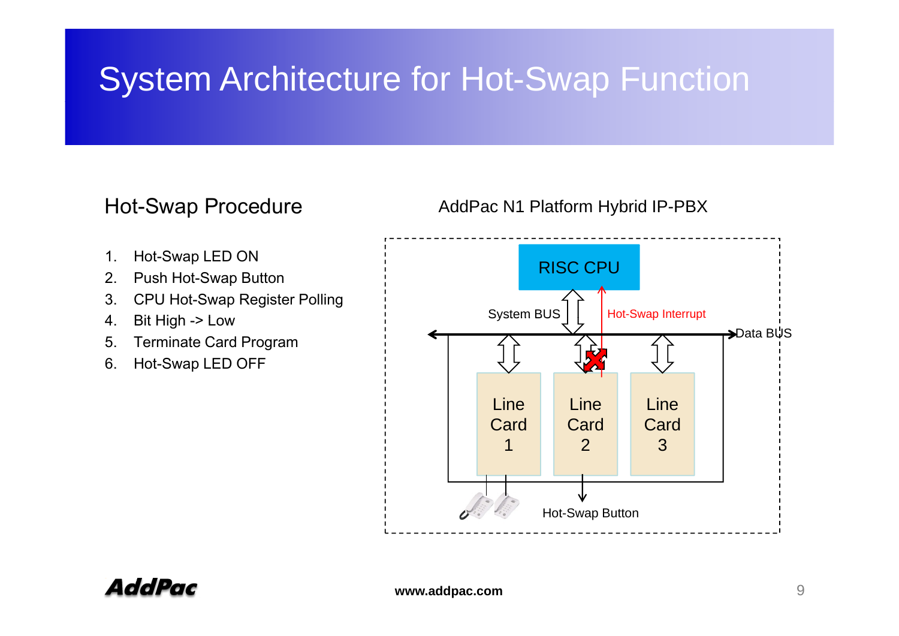# System Architecture for Hot-Swap Function

## Hot-Swap Procedure

1. Hot-Swap LED ON
2. Push Hot-Swap Button
3. CPU Hot-Swap Register Polling
4. Bit High -> Low
5. Terminate Card Program
6. Hot-Swap LED OFF

AddPac N1 Platform Hybrid IP-PBX

RISC CPU

System BUS

Hot-Swap Interrupt

Data BUS

Line Card 1

Line Card 2

Line Card 3

Hot-Swap Button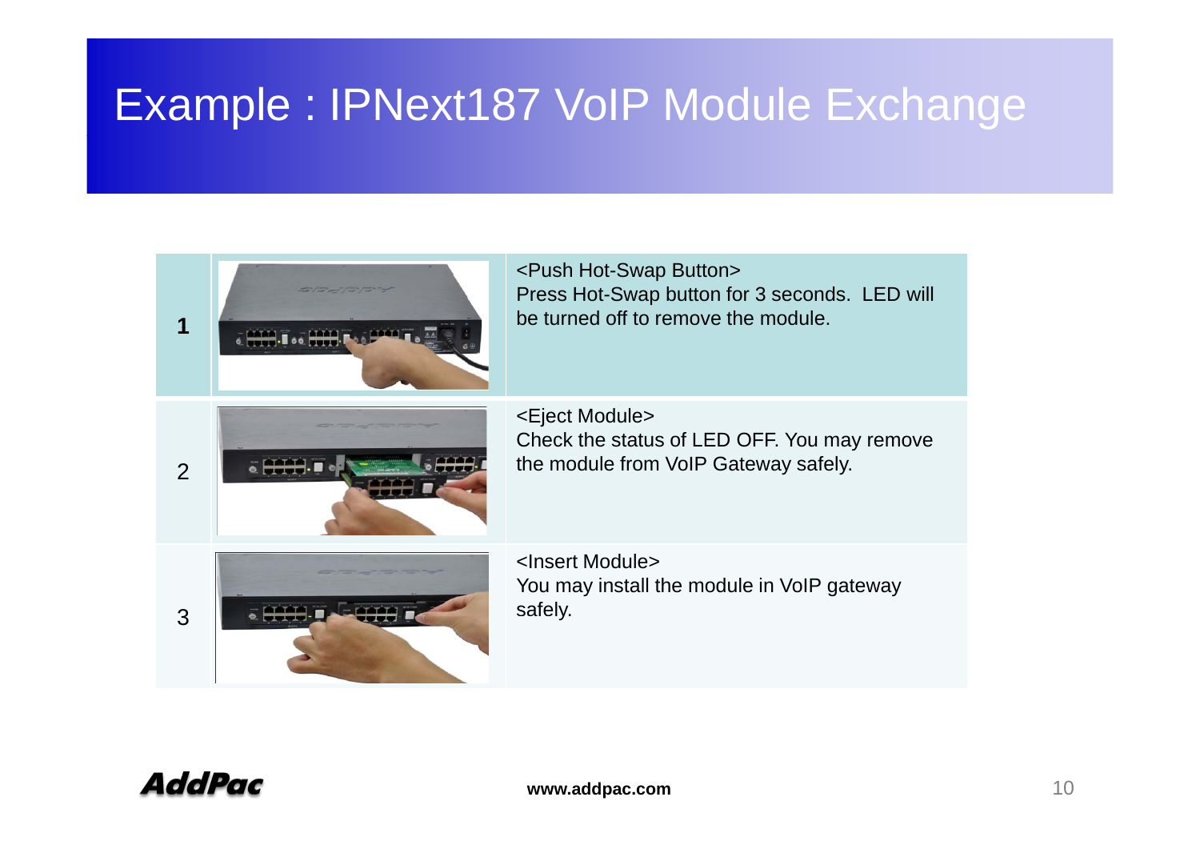# Example : IPNext187 VoIP Module Exchange

| | | |
|---|---|---|
| **1** | | <Push Hot-Swap Button><br>Press Hot-Swap button for 3 seconds. LED will be turned off to remove the module. |
| 2 | | <Eject Module><br>Check the status of LED OFF. You may remove the module from VoIP Gateway safely. |
| 3 | | <Insert Module><br>You may install the module in VoIP gateway safely. |

**www.addpac.com**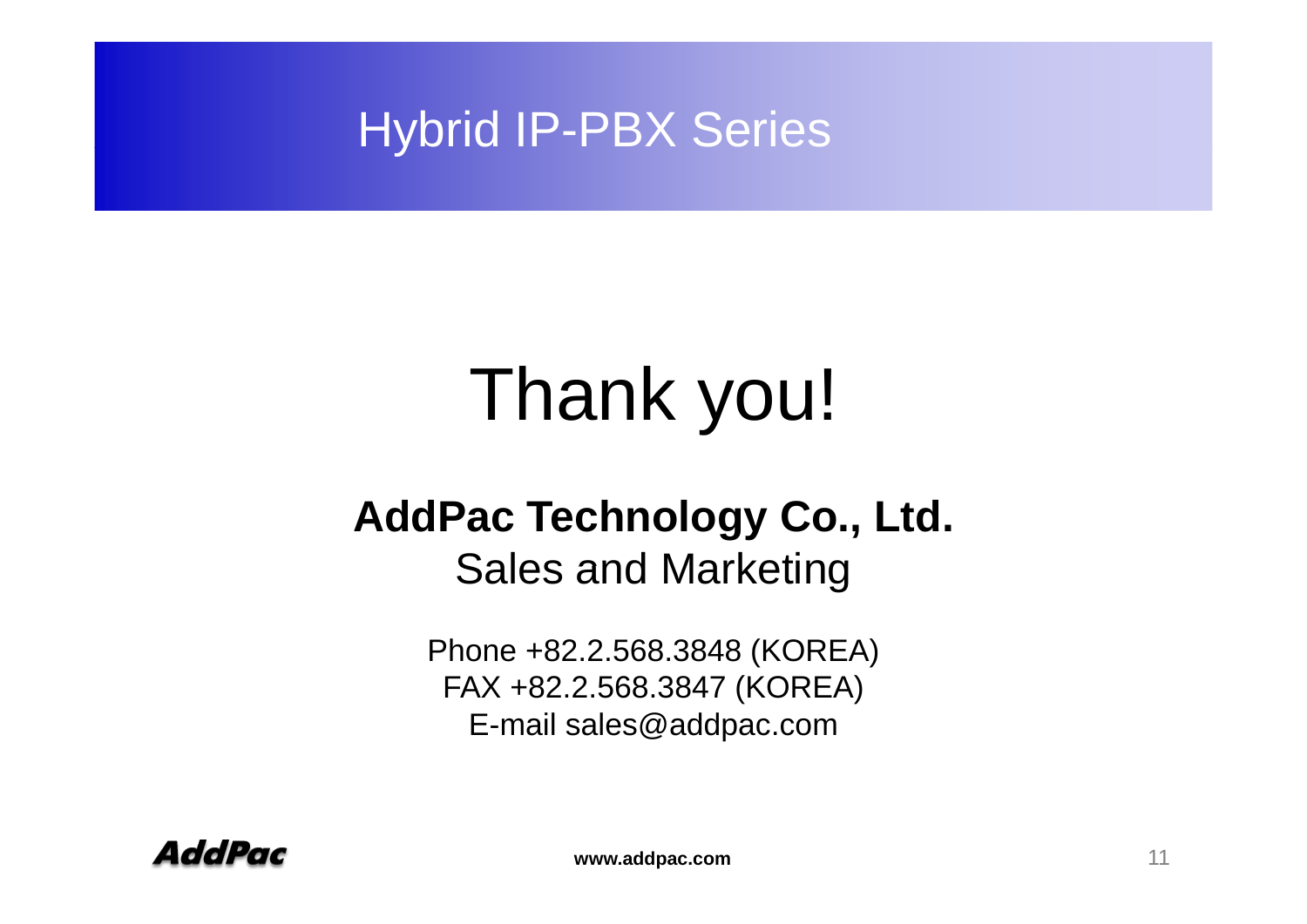# Hybrid IP-PBX Series

# Thank you!

**AddPac Technology Co., Ltd.**
Sales and Marketing

Phone +82.2.568.3848 (KOREA)
FAX +82.2.568.3847 (KOREA)
E-mail sales@addpac.com